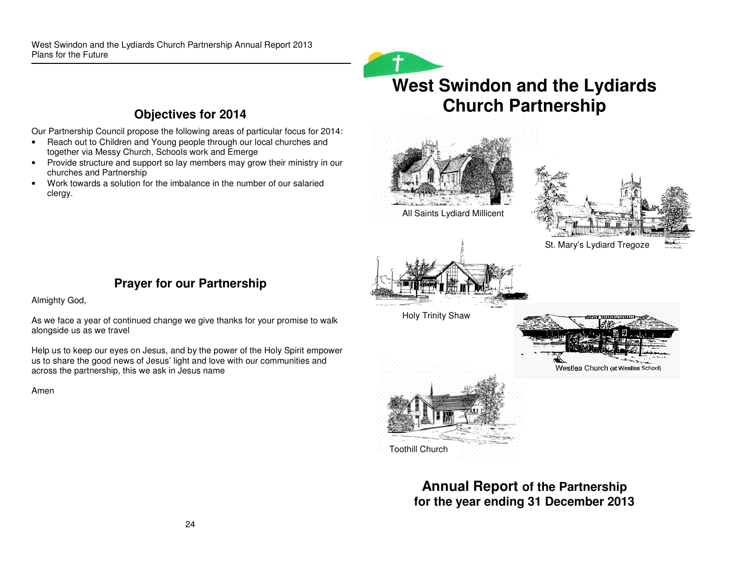## Objectives for 2014

Our Partnership Council propose the following areas of particular focus for 2014:

- Reach out to Children and Young people through our local churches and together via Messy Church, Schools work and Emerge
- Provide structure and support so lay members may grow their ministry in our churches and Partnership
- Work towards a solution for the imbalance in the number of our salaried clergy.

## Prayer for our Partnership

Almighty God,

As we face a year of continued change we give thanks for your promise to walk alongside us as we travel

Help us to keep our eyes on Jesus, and by the power of the Holy Spirit empower us to share the good news of Jesus' light and love with our communities and across the partnership, this we ask in Jesus name

Amen

# West Swindon and the Lydiards Church Partnership

All Saints Lydiard Millicent

St. Mary's Lydiard Tregoze

Holy Trinity Shaw

Westlea Church (at Westlea School)

Toothill Church

## Annual Report of the Partnership for the year ending 31 December 2013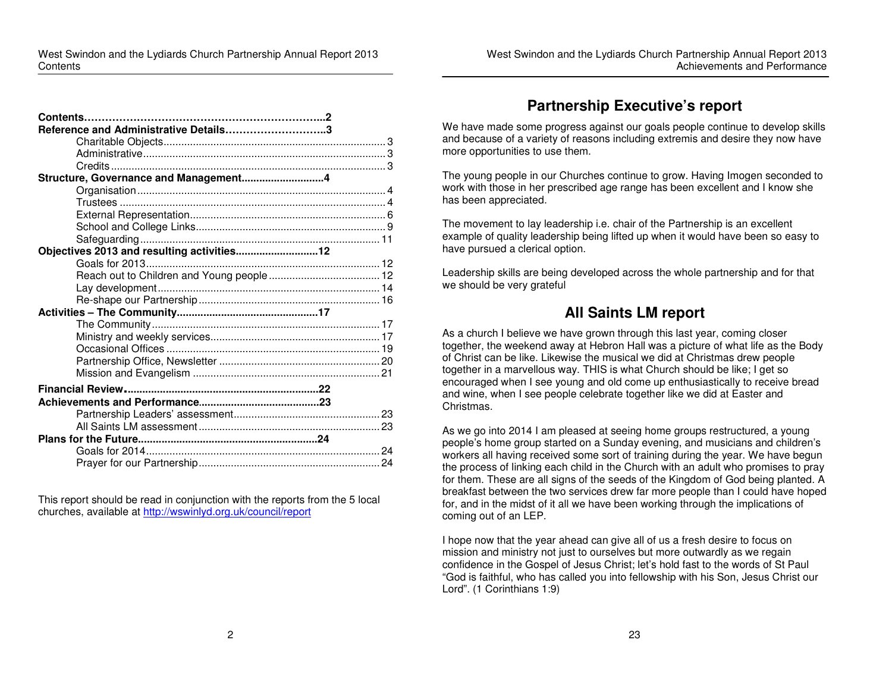| Contents | 2 |
| --- | --- |
| **Reference and Administrative Details** | **3** |
| Charitable Objects | 3 |
| Administrative | 3 |
| Credits | 3 |
| **Structure, Governance and Management** | **4** |
| Organisation | 4 |
| Trustees | 4 |
| External Representation | 6 |
| School and College Links | 9 |
| Safeguarding | 11 |
| **Objectives 2013 and resulting activities** | **12** |
| Goals for 2013 | 12 |
| Reach out to Children and Young people | 12 |
| Lay development | 14 |
| Re-shape our Partnership | 16 |
| **Activities – The Community** | **17** |
| The Community | 17 |
| Ministry and weekly services | 17 |
| Occasional Offices | 19 |
| Partnership Office, Newsletter | 20 |
| Mission and Evangelism | 21 |
| **Financial Review** | **22** |
| **Achievements and Performance** | **23** |
| Partnership Leaders' assessment | 23 |
| All Saints LM assessment | 23 |
| **Plans for the Future** | **24** |
| Goals for 2014 | 24 |
| Prayer for our Partnership | 24 |

This report should be read in conjunction with the reports from the 5 local churches, available at http://wswinlyd.org.uk/council/report

## Partnership Executive's report

We have made some progress against our goals people continue to develop skills and because of a variety of reasons including extremis and desire they now have more opportunities to use them.

The young people in our Churches continue to grow. Having Imogen seconded to work with those in her prescribed age range has been excellent and I know she has been appreciated.

The movement to lay leadership i.e. chair of the Partnership is an excellent example of quality leadership being lifted up when it would have been so easy to have pursued a clerical option.

Leadership skills are being developed across the whole partnership and for that we should be very grateful

## All Saints LM report

As a church I believe we have grown through this last year, coming closer together, the weekend away at Hebron Hall was a picture of what life as the Body of Christ can be like. Likewise the musical we did at Christmas drew people together in a marvellous way. THIS is what Church should be like; I get so encouraged when I see young and old come up enthusiastically to receive bread and wine, when I see people celebrate together like we did at Easter and Christmas.

As we go into 2014 I am pleased at seeing home groups restructured, a young people's home group started on a Sunday evening, and musicians and children's workers all having received some sort of training during the year. We have begun the process of linking each child in the Church with an adult who promises to pray for them. These are all signs of the seeds of the Kingdom of God being planted. A breakfast between the two services drew far more people than I could have hoped for, and in the midst of it all we have been working through the implications of coming out of an LEP.

I hope now that the year ahead can give all of us a fresh desire to focus on mission and ministry not just to ourselves but more outwardly as we regain confidence in the Gospel of Jesus Christ; let's hold fast to the words of St Paul "God is faithful, who has called you into fellowship with his Son, Jesus Christ our Lord". (1 Corinthians 1:9)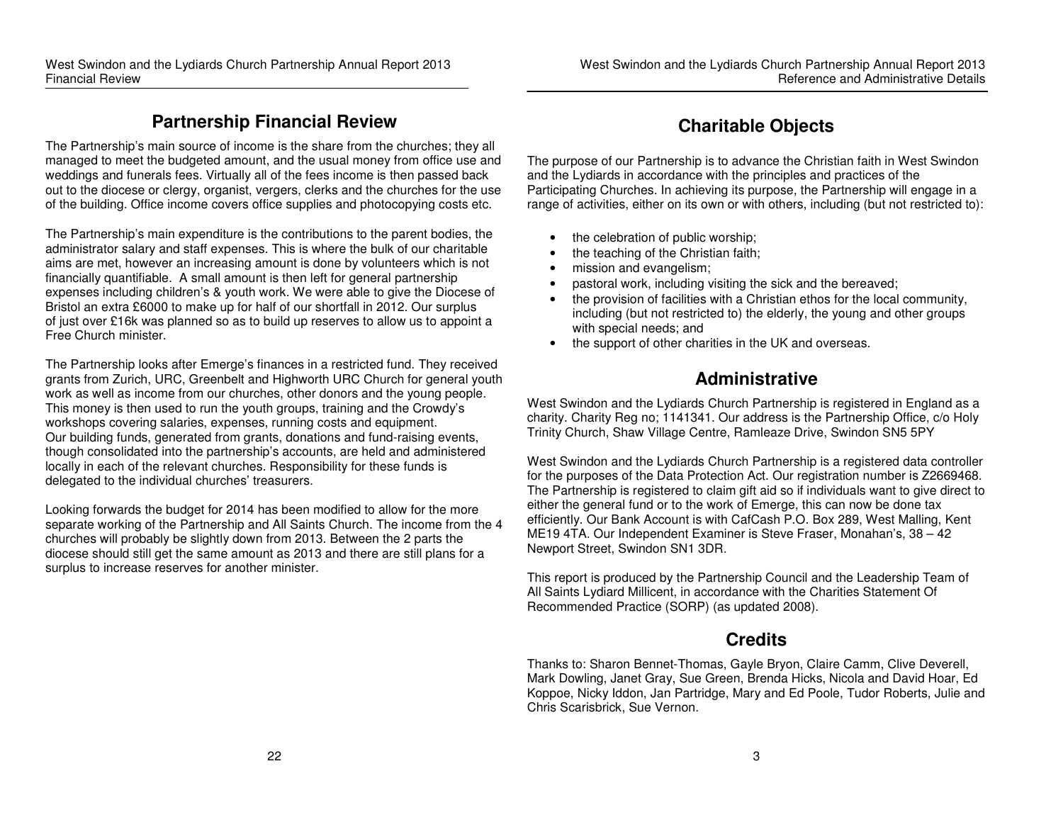## Partnership Financial Review

The Partnership's main source of income is the share from the churches; they all managed to meet the budgeted amount, and the usual money from office use and weddings and funerals fees. Virtually all of the fees income is then passed back out to the diocese or clergy, organist, vergers, clerks and the churches for the use of the building. Office income covers office supplies and photocopying costs etc.

The Partnership's main expenditure is the contributions to the parent bodies, the administrator salary and staff expenses. This is where the bulk of our charitable aims are met, however an increasing amount is done by volunteers which is not financially quantifiable. A small amount is then left for general partnership expenses including children's & youth work. We were able to give the Diocese of Bristol an extra £6000 to make up for half of our shortfall in 2012. Our surplus of just over £16k was planned so as to build up reserves to allow us to appoint a Free Church minister.

The Partnership looks after Emerge's finances in a restricted fund. They received grants from Zurich, URC, Greenbelt and Highworth URC Church for general youth work as well as income from our churches, other donors and the young people. This money is then used to run the youth groups, training and the Crowdy's workshops covering salaries, expenses, running costs and equipment.
Our building funds, generated from grants, donations and fund-raising events, though consolidated into the partnership's accounts, are held and administered locally in each of the relevant churches. Responsibility for these funds is delegated to the individual churches' treasurers.

Looking forwards the budget for 2014 has been modified to allow for the more separate working of the Partnership and All Saints Church. The income from the 4 churches will probably be slightly down from 2013. Between the 2 parts the diocese should still get the same amount as 2013 and there are still plans for a surplus to increase reserves for another minister.

## Charitable Objects

The purpose of our Partnership is to advance the Christian faith in West Swindon and the Lydiards in accordance with the principles and practices of the Participating Churches. In achieving its purpose, the Partnership will engage in a range of activities, either on its own or with others, including (but not restricted to):

- the celebration of public worship;
- the teaching of the Christian faith;
- mission and evangelism;
- pastoral work, including visiting the sick and the bereaved;
- the provision of facilities with a Christian ethos for the local community, including (but not restricted to) the elderly, the young and other groups with special needs; and
- the support of other charities in the UK and overseas.

## Administrative

West Swindon and the Lydiards Church Partnership is registered in England as a charity. Charity Reg no; 1141341. Our address is the Partnership Office, c/o Holy Trinity Church, Shaw Village Centre, Ramleaze Drive, Swindon SN5 5PY

West Swindon and the Lydiards Church Partnership is a registered data controller for the purposes of the Data Protection Act. Our registration number is Z2669468. The Partnership is registered to claim gift aid so if individuals want to give direct to either the general fund or to the work of Emerge, this can now be done tax efficiently. Our Bank Account is with CafCash P.O. Box 289, West Malling, Kent ME19 4TA. Our Independent Examiner is Steve Fraser, Monahan's, 38 – 42 Newport Street, Swindon SN1 3DR.

This report is produced by the Partnership Council and the Leadership Team of All Saints Lydiard Millicent, in accordance with the Charities Statement Of Recommended Practice (SORP) (as updated 2008).

## Credits

Thanks to: Sharon Bennet-Thomas, Gayle Bryon, Claire Camm, Clive Deverell, Mark Dowling, Janet Gray, Sue Green, Brenda Hicks, Nicola and David Hoar, Ed Koppoe, Nicky Iddon, Jan Partridge, Mary and Ed Poole, Tudor Roberts, Julie and Chris Scarisbrick, Sue Vernon.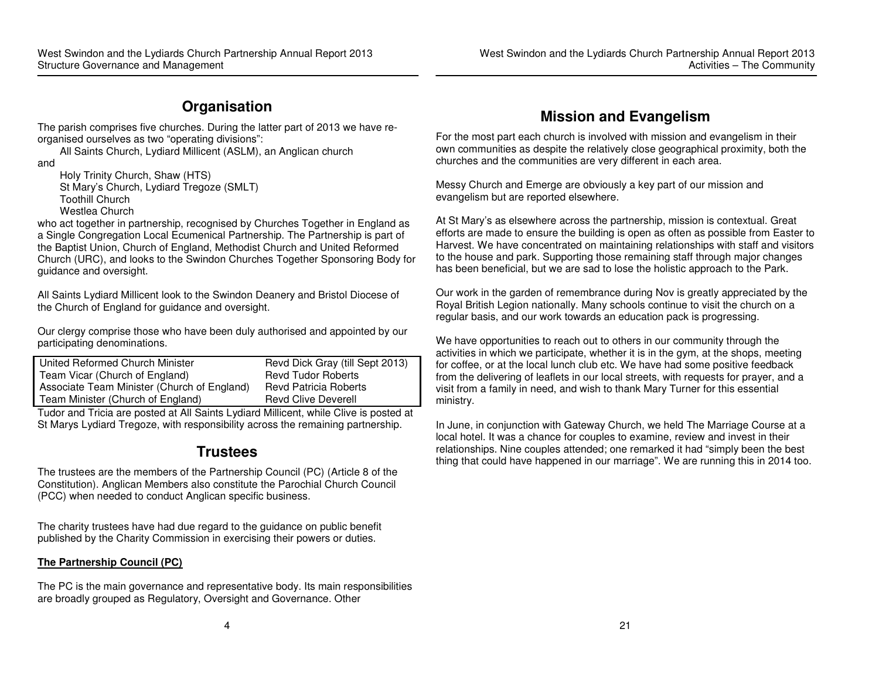## Organisation

The parish comprises five churches. During the latter part of 2013 we have re-organised ourselves as two "operating divisions":

All Saints Church, Lydiard Millicent (ASLM), an Anglican church

and

Holy Trinity Church, Shaw (HTS)
St Mary's Church, Lydiard Tregoze (SMLT)
Toothill Church
Westlea Church

who act together in partnership, recognised by Churches Together in England as a Single Congregation Local Ecumenical Partnership. The Partnership is part of the Baptist Union, Church of England, Methodist Church and United Reformed Church (URC), and looks to the Swindon Churches Together Sponsoring Body for guidance and oversight.

All Saints Lydiard Millicent look to the Swindon Deanery and Bristol Diocese of the Church of England for guidance and oversight.

Our clergy comprise those who have been duly authorised and appointed by our participating denominations.

| | |
|---|---|
| United Reformed Church Minister | Revd Dick Gray (till Sept 2013) |
| Team Vicar (Church of England) | Revd Tudor Roberts |
| Associate Team Minister (Church of England) | Revd Patricia Roberts |
| Team Minister (Church of England) | Revd Clive Deverell |

Tudor and Tricia are posted at All Saints Lydiard Millicent, while Clive is posted at St Marys Lydiard Tregoze, with responsibility across the remaining partnership.

## Trustees

The trustees are the members of the Partnership Council (PC) (Article 8 of the Constitution). Anglican Members also constitute the Parochial Church Council (PCC) when needed to conduct Anglican specific business.

The charity trustees have had due regard to the guidance on public benefit published by the Charity Commission in exercising their powers or duties.

**The Partnership Council (PC)**

The PC is the main governance and representative body. Its main responsibilities are broadly grouped as Regulatory, Oversight and Governance. Other

## Mission and Evangelism

For the most part each church is involved with mission and evangelism in their own communities as despite the relatively close geographical proximity, both the churches and the communities are very different in each area.

Messy Church and Emerge are obviously a key part of our mission and evangelism but are reported elsewhere.

At St Mary's as elsewhere across the partnership, mission is contextual. Great efforts are made to ensure the building is open as often as possible from Easter to Harvest. We have concentrated on maintaining relationships with staff and visitors to the house and park. Supporting those remaining staff through major changes has been beneficial, but we are sad to lose the holistic approach to the Park.

Our work in the garden of remembrance during Nov is greatly appreciated by the Royal British Legion nationally. Many schools continue to visit the church on a regular basis, and our work towards an education pack is progressing.

We have opportunities to reach out to others in our community through the activities in which we participate, whether it is in the gym, at the shops, meeting for coffee, or at the local lunch club etc. We have had some positive feedback from the delivering of leaflets in our local streets, with requests for prayer, and a visit from a family in need, and wish to thank Mary Turner for this essential ministry.

In June, in conjunction with Gateway Church, we held The Marriage Course at a local hotel. It was a chance for couples to examine, review and invest in their relationships. Nine couples attended; one remarked it had "simply been the best thing that could have happened in our marriage". We are running this in 2014 too.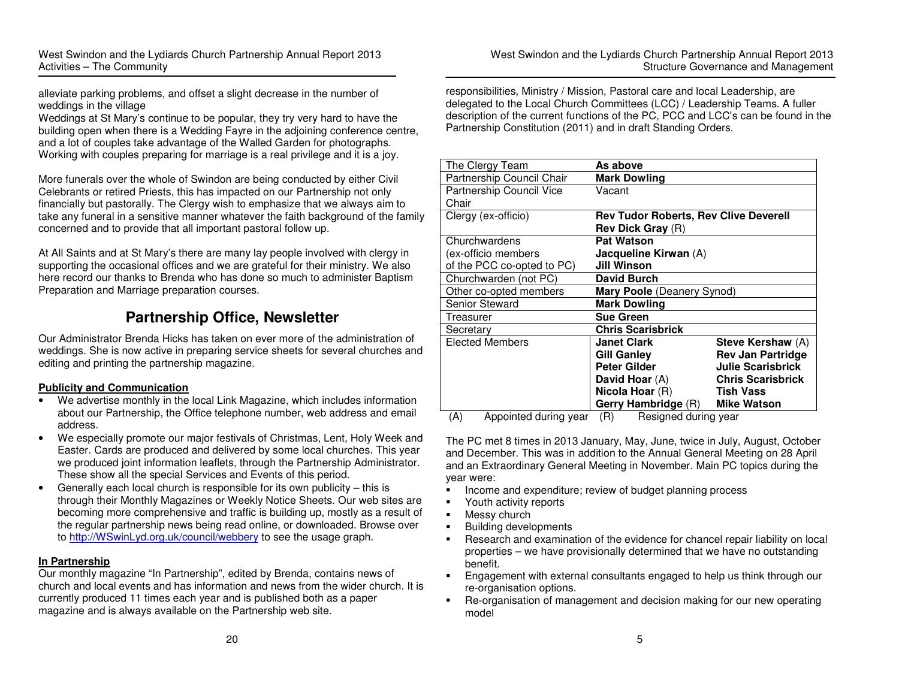alleviate parking problems, and offset a slight decrease in the number of weddings in the village

Weddings at St Mary's continue to be popular, they try very hard to have the building open when there is a Wedding Fayre in the adjoining conference centre, and a lot of couples take advantage of the Walled Garden for photographs. Working with couples preparing for marriage is a real privilege and it is a joy.

More funerals over the whole of Swindon are being conducted by either Civil Celebrants or retired Priests, this has impacted on our Partnership not only financially but pastorally. The Clergy wish to emphasize that we always aim to take any funeral in a sensitive manner whatever the faith background of the family concerned and to provide that all important pastoral follow up.

At All Saints and at St Mary's there are many lay people involved with clergy in supporting the occasional offices and we are grateful for their ministry. We also here record our thanks to Brenda who has done so much to administer Baptism Preparation and Marriage preparation courses.

## Partnership Office, Newsletter

Our Administrator Brenda Hicks has taken on ever more of the administration of weddings. She is now active in preparing service sheets for several churches and editing and printing the partnership magazine.

**Publicity and Communication**

- We advertise monthly in the local Link Magazine, which includes information about our Partnership, the Office telephone number, web address and email address.
- We especially promote our major festivals of Christmas, Lent, Holy Week and Easter. Cards are produced and delivered by some local churches. This year we produced joint information leaflets, through the Partnership Administrator. These show all the special Services and Events of this period.
- Generally each local church is responsible for its own publicity – this is through their Monthly Magazines or Weekly Notice Sheets. Our web sites are becoming more comprehensive and traffic is building up, mostly as a result of the regular partnership news being read online, or downloaded. Browse over to http://WSwinLyd.org.uk/council/webbery to see the usage graph.

**In Partnership**

Our monthly magazine "In Partnership", edited by Brenda, contains news of church and local events and has information and news from the wider church. It is currently produced 11 times each year and is published both as a paper magazine and is always available on the Partnership web site.

responsibilities, Ministry / Mission, Pastoral care and local Leadership, are delegated to the Local Church Committees (LCC) / Leadership Teams. A fuller description of the current functions of the PC, PCC and LCC's can be found in the Partnership Constitution (2011) and in draft Standing Orders.

| The Clergy Team | **As above** | |
|---|---|---|
| Partnership Council Chair | **Mark Dowling** | |
| Partnership Council Vice Chair | Vacant | |
| Clergy (ex-officio) | **Rev Tudor Roberts, Rev Clive Deverell**<br>**Rev Dick Gray** (R) | |
| Churchwardens (ex-officio members of the PCC co-opted to PC) | **Pat Watson**<br>**Jacqueline Kirwan** (A)<br>**Jill Winson** | |
| Churchwarden (not PC) | **David Burch** | |
| Other co-opted members | **Mary Poole** (Deanery Synod) | |
| Senior Steward | **Mark Dowling** | |
| Treasurer | **Sue Green** | |
| Secretary | **Chris Scarisbrick** | |
| Elected Members | **Janet Clark**<br>**Gill Ganley**<br>**Peter Gilder**<br>**David Hoar** (A)<br>**Nicola Hoar** (R)<br>**Gerry Hambridge** (R) | **Steve Kershaw** (A)<br>**Rev Jan Partridge**<br>**Julie Scarisbrick**<br>**Chris Scarisbrick**<br>**Tish Vass**<br>**Mike Watson** |

(A) Appointed during year (R) Resigned during year

The PC met 8 times in 2013 January, May, June, twice in July, August, October and December. This was in addition to the Annual General Meeting on 28 April and an Extraordinary General Meeting in November. Main PC topics during the year were:

- Income and expenditure; review of budget planning process
- Youth activity reports
- Messy church
- Building developments
- Research and examination of the evidence for chancel repair liability on local properties – we have provisionally determined that we have no outstanding benefit.
- Engagement with external consultants engaged to help us think through our re-organisation options.
- Re-organisation of management and decision making for our new operating model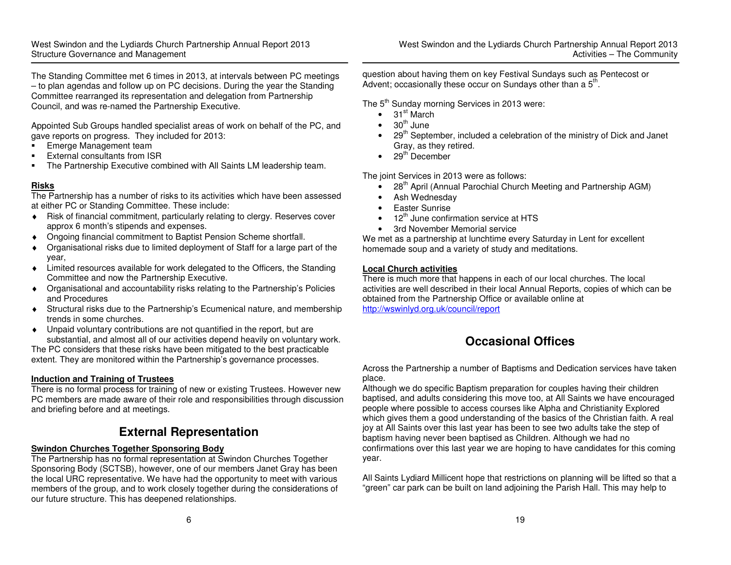The Standing Committee met 6 times in 2013, at intervals between PC meetings – to plan agendas and follow up on PC decisions. During the year the Standing Committee rearranged its representation and delegation from Partnership Council, and was re-named the Partnership Executive.

Appointed Sub Groups handled specialist areas of work on behalf of the PC, and gave reports on progress. They included for 2013:

- Emerge Management team
- External consultants from ISR
- The Partnership Executive combined with All Saints LM leadership team.

### Risks

The Partnership has a number of risks to its activities which have been assessed at either PC or Standing Committee. These include:

- Risk of financial commitment, particularly relating to clergy. Reserves cover approx 6 month's stipends and expenses.
- Ongoing financial commitment to Baptist Pension Scheme shortfall.
- Organisational risks due to limited deployment of Staff for a large part of the year,
- Limited resources available for work delegated to the Officers, the Standing Committee and now the Partnership Executive.
- Organisational and accountability risks relating to the Partnership's Policies and Procedures
- Structural risks due to the Partnership's Ecumenical nature, and membership trends in some churches.
- Unpaid voluntary contributions are not quantified in the report, but are substantial, and almost all of our activities depend heavily on voluntary work.

The PC considers that these risks have been mitigated to the best practicable extent. They are monitored within the Partnership's governance processes.

### Induction and Training of Trustees

There is no formal process for training of new or existing Trustees. However new PC members are made aware of their role and responsibilities through discussion and briefing before and at meetings.

## External Representation

### Swindon Churches Together Sponsoring Body

The Partnership has no formal representation at Swindon Churches Together Sponsoring Body (SCTSB), however, one of our members Janet Gray has been the local URC representative. We have had the opportunity to meet with various members of the group, and to work closely together during the considerations of our future structure. This has deepened relationships.

question about having them on key Festival Sundays such as Pentecost or Advent; occasionally these occur on Sundays other than a 5th.

The 5th Sunday morning Services in 2013 were:

- 31st March
- 30th June
- 29th September, included a celebration of the ministry of Dick and Janet Gray, as they retired.
- 29th December

The joint Services in 2013 were as follows:

- 28th April (Annual Parochial Church Meeting and Partnership AGM)
- Ash Wednesday
- Easter Sunrise
- 12th June confirmation service at HTS
- 3rd November Memorial service

We met as a partnership at lunchtime every Saturday in Lent for excellent homemade soup and a variety of study and meditations.

### Local Church activities

There is much more that happens in each of our local churches. The local activities are well described in their local Annual Reports, copies of which can be obtained from the Partnership Office or available online at http://wswinlyd.org.uk/council/report

## Occasional Offices

Across the Partnership a number of Baptisms and Dedication services have taken place.

Although we do specific Baptism preparation for couples having their children baptised, and adults considering this move too, at All Saints we have encouraged people where possible to access courses like Alpha and Christianity Explored which gives them a good understanding of the basics of the Christian faith. A real joy at All Saints over this last year has been to see two adults take the step of baptism having never been baptised as Children. Although we had no confirmations over this last year we are hoping to have candidates for this coming year.

All Saints Lydiard Millicent hope that restrictions on planning will be lifted so that a "green" car park can be built on land adjoining the Parish Hall. This may help to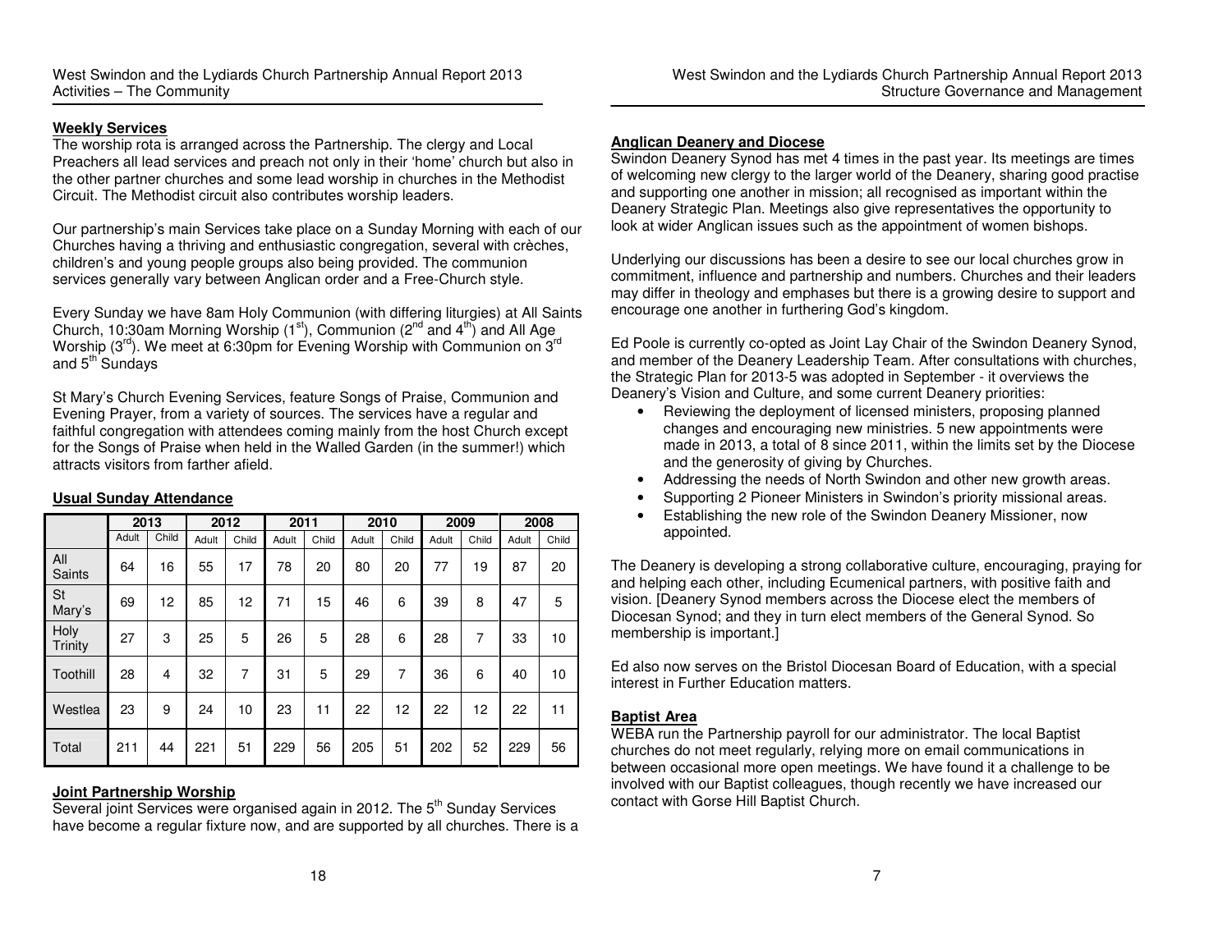### Weekly Services

The worship rota is arranged across the Partnership. The clergy and Local Preachers all lead services and preach not only in their 'home' church but also in the other partner churches and some lead worship in churches in the Methodist Circuit. The Methodist circuit also contributes worship leaders.

Our partnership's main Services take place on a Sunday Morning with each of our Churches having a thriving and enthusiastic congregation, several with crèches, children's and young people groups also being provided. The communion services generally vary between Anglican order and a Free-Church style.

Every Sunday we have 8am Holy Communion (with differing liturgies) at All Saints Church, 10:30am Morning Worship (1st), Communion (2nd and 4th) and All Age Worship (3rd). We meet at 6:30pm for Evening Worship with Communion on 3rd and 5th Sundays

St Mary's Church Evening Services, feature Songs of Praise, Communion and Evening Prayer, from a variety of sources. The services have a regular and faithful congregation with attendees coming mainly from the host Church except for the Songs of Praise when held in the Walled Garden (in the summer!) which attracts visitors from farther afield.

### Usual Sunday Attendance

| | 2013 | | 2012 | | 2011 | | 2010 | | 2009 | | 2008 | |
|---|---|---|---|---|---|---|---|---|---|---|---|---|
| | Adult | Child | Adult | Child | Adult | Child | Adult | Child | Adult | Child | Adult | Child |
| All Saints | 64 | 16 | 55 | 17 | 78 | 20 | 80 | 20 | 77 | 19 | 87 | 20 |
| St Mary's | 69 | 12 | 85 | 12 | 71 | 15 | 46 | 6 | 39 | 8 | 47 | 5 |
| Holy Trinity | 27 | 3 | 25 | 5 | 26 | 5 | 28 | 6 | 28 | 7 | 33 | 10 |
| Toothill | 28 | 4 | 32 | 7 | 31 | 5 | 29 | 7 | 36 | 6 | 40 | 10 |
| Westlea | 23 | 9 | 24 | 10 | 23 | 11 | 22 | 12 | 22 | 12 | 22 | 11 |
| Total | 211 | 44 | 221 | 51 | 229 | 56 | 205 | 51 | 202 | 52 | 229 | 56 |

### Joint Partnership Worship

Several joint Services were organised again in 2012. The 5th Sunday Services have become a regular fixture now, and are supported by all churches. There is a

### Anglican Deanery and Diocese

Swindon Deanery Synod has met 4 times in the past year. Its meetings are times of welcoming new clergy to the larger world of the Deanery, sharing good practise and supporting one another in mission; all recognised as important within the Deanery Strategic Plan. Meetings also give representatives the opportunity to look at wider Anglican issues such as the appointment of women bishops.

Underlying our discussions has been a desire to see our local churches grow in commitment, influence and partnership and numbers. Churches and their leaders may differ in theology and emphases but there is a growing desire to support and encourage one another in furthering God's kingdom.

Ed Poole is currently co-opted as Joint Lay Chair of the Swindon Deanery Synod, and member of the Deanery Leadership Team. After consultations with churches, the Strategic Plan for 2013-5 was adopted in September - it overviews the Deanery's Vision and Culture, and some current Deanery priorities:

- Reviewing the deployment of licensed ministers, proposing planned changes and encouraging new ministries. 5 new appointments were made in 2013, a total of 8 since 2011, within the limits set by the Diocese and the generosity of giving by Churches.
- Addressing the needs of North Swindon and other new growth areas.
- Supporting 2 Pioneer Ministers in Swindon's priority missional areas.
- Establishing the new role of the Swindon Deanery Missioner, now appointed.

The Deanery is developing a strong collaborative culture, encouraging, praying for and helping each other, including Ecumenical partners, with positive faith and vision. [Deanery Synod members across the Diocese elect the members of Diocesan Synod; and they in turn elect members of the General Synod. So membership is important.]

Ed also now serves on the Bristol Diocesan Board of Education, with a special interest in Further Education matters.

### Baptist Area

WEBA run the Partnership payroll for our administrator. The local Baptist churches do not meet regularly, relying more on email communications in between occasional more open meetings. We have found it a challenge to be involved with our Baptist colleagues, though recently we have increased our contact with Gorse Hill Baptist Church.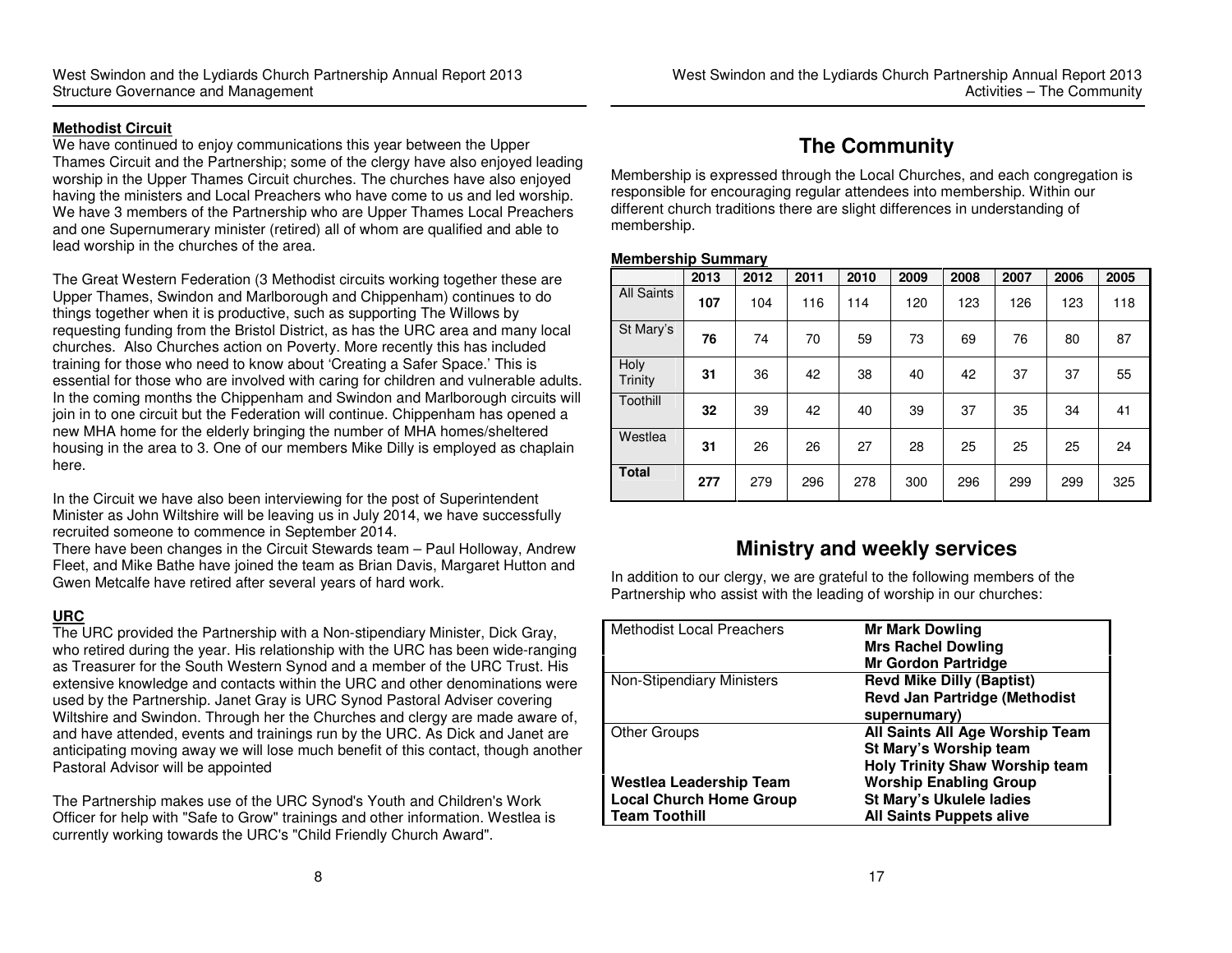### Methodist Circuit

We have continued to enjoy communications this year between the Upper Thames Circuit and the Partnership; some of the clergy have also enjoyed leading worship in the Upper Thames Circuit churches. The churches have also enjoyed having the ministers and Local Preachers who have come to us and led worship. We have 3 members of the Partnership who are Upper Thames Local Preachers and one Supernumerary minister (retired) all of whom are qualified and able to lead worship in the churches of the area.

The Great Western Federation (3 Methodist circuits working together these are Upper Thames, Swindon and Marlborough and Chippenham) continues to do things together when it is productive, such as supporting The Willows by requesting funding from the Bristol District, as has the URC area and many local churches. Also Churches action on Poverty. More recently this has included training for those who need to know about 'Creating a Safer Space.' This is essential for those who are involved with caring for children and vulnerable adults. In the coming months the Chippenham and Swindon and Marlborough circuits will join in to one circuit but the Federation will continue. Chippenham has opened a new MHA home for the elderly bringing the number of MHA homes/sheltered housing in the area to 3. One of our members Mike Dilly is employed as chaplain here.

In the Circuit we have also been interviewing for the post of Superintendent Minister as John Wiltshire will be leaving us in July 2014, we have successfully recruited someone to commence in September 2014.
There have been changes in the Circuit Stewards team – Paul Holloway, Andrew Fleet, and Mike Bathe have joined the team as Brian Davis, Margaret Hutton and Gwen Metcalfe have retired after several years of hard work.

### URC

The URC provided the Partnership with a Non-stipendiary Minister, Dick Gray, who retired during the year. His relationship with the URC has been wide-ranging as Treasurer for the South Western Synod and a member of the URC Trust. His extensive knowledge and contacts within the URC and other denominations were used by the Partnership. Janet Gray is URC Synod Pastoral Adviser covering Wiltshire and Swindon. Through her the Churches and clergy are made aware of, and have attended, events and trainings run by the URC. As Dick and Janet are anticipating moving away we will lose much benefit of this contact, though another Pastoral Advisor will be appointed

The Partnership makes use of the URC Synod's Youth and Children's Work Officer for help with "Safe to Grow" trainings and other information. Westlea is currently working towards the URC's "Child Friendly Church Award".

## The Community

Membership is expressed through the Local Churches, and each congregation is responsible for encouraging regular attendees into membership. Within our different church traditions there are slight differences in understanding of membership.

**Membership Summary**

| | 2013 | 2012 | 2011 | 2010 | 2009 | 2008 | 2007 | 2006 | 2005 |
|---|---|---|---|---|---|---|---|---|---|
| All Saints | **107** | 104 | 116 | 114 | 120 | 123 | 126 | 123 | 118 |
| St Mary's | **76** | 74 | 70 | 59 | 73 | 69 | 76 | 80 | 87 |
| Holy Trinity | **31** | 36 | 42 | 38 | 40 | 42 | 37 | 37 | 55 |
| Toothill | **32** | 39 | 42 | 40 | 39 | 37 | 35 | 34 | 41 |
| Westlea | **31** | 26 | 26 | 27 | 28 | 25 | 25 | 25 | 24 |
| **Total** | **277** | 279 | 296 | 278 | 300 | 296 | 299 | 299 | 325 |

## Ministry and weekly services

In addition to our clergy, we are grateful to the following members of the Partnership who assist with the leading of worship in our churches:

| | |
|---|---|
| Methodist Local Preachers | **Mr Mark Dowling**<br>**Mrs Rachel Dowling**<br>**Mr Gordon Partridge** |
| Non-Stipendiary Ministers | **Revd Mike Dilly (Baptist)**<br>**Revd Jan Partridge (Methodist supernumary)** |
| Other Groups | **All Saints All Age Worship Team**<br>**St Mary's Worship team**<br>**Holy Trinity Shaw Worship team** |
| **Westlea Leadership Team**<br>**Local Church Home Group**<br>**Team Toothill** | **Worship Enabling Group**<br>**St Mary's Ukulele ladies**<br>**All Saints Puppets alive** |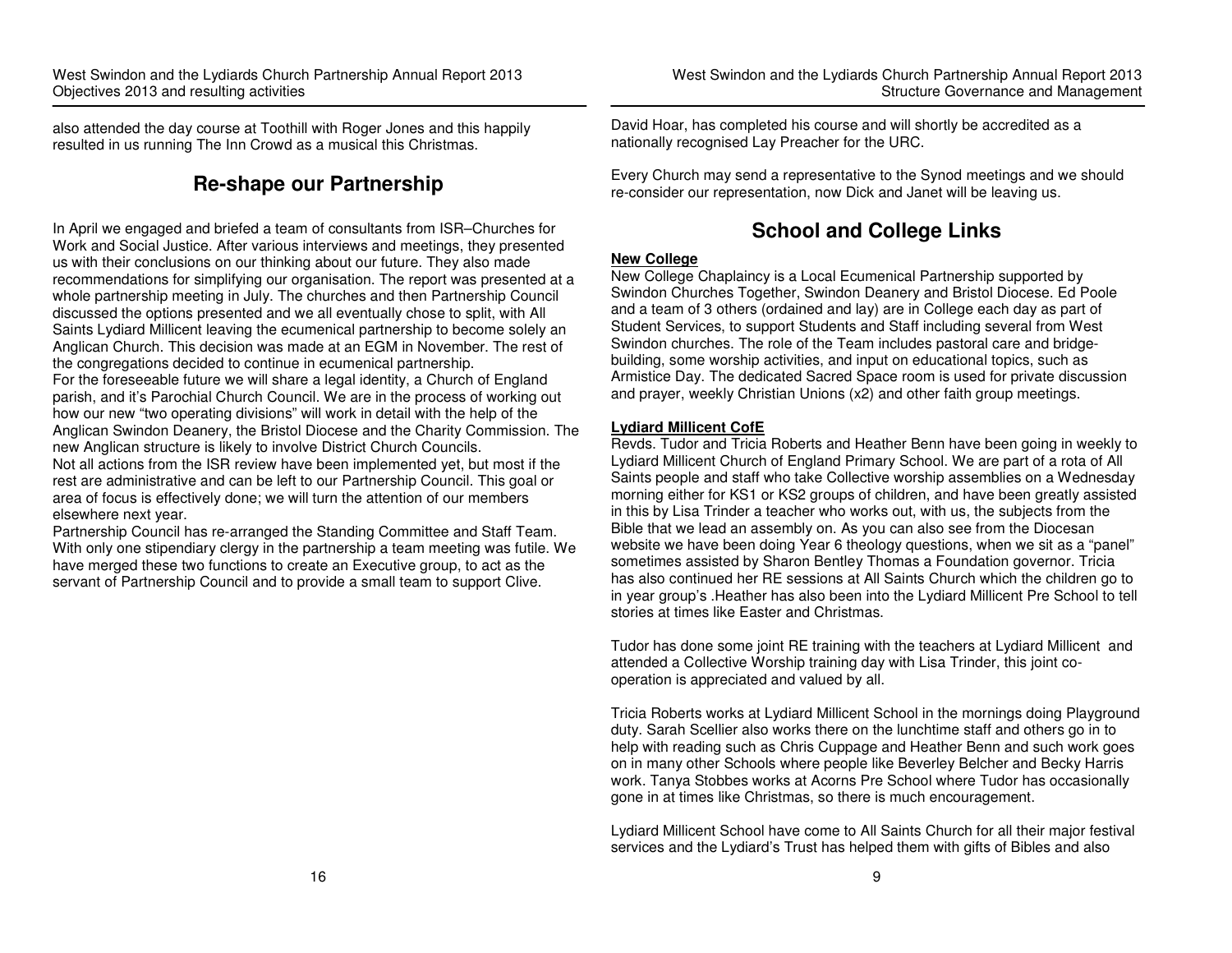also attended the day course at Toothill with Roger Jones and this happily resulted in us running The Inn Crowd as a musical this Christmas.

## Re-shape our Partnership

In April we engaged and briefed a team of consultants from ISR–Churches for Work and Social Justice. After various interviews and meetings, they presented us with their conclusions on our thinking about our future. They also made recommendations for simplifying our organisation. The report was presented at a whole partnership meeting in July. The churches and then Partnership Council discussed the options presented and we all eventually chose to split, with All Saints Lydiard Millicent leaving the ecumenical partnership to become solely an Anglican Church. This decision was made at an EGM in November. The rest of the congregations decided to continue in ecumenical partnership.

For the foreseeable future we will share a legal identity, a Church of England parish, and it's Parochial Church Council. We are in the process of working out how our new "two operating divisions" will work in detail with the help of the Anglican Swindon Deanery, the Bristol Diocese and the Charity Commission. The new Anglican structure is likely to involve District Church Councils.

Not all actions from the ISR review have been implemented yet, but most if the rest are administrative and can be left to our Partnership Council. This goal or area of focus is effectively done; we will turn the attention of our members elsewhere next year.

Partnership Council has re-arranged the Standing Committee and Staff Team. With only one stipendiary clergy in the partnership a team meeting was futile. We have merged these two functions to create an Executive group, to act as the servant of Partnership Council and to provide a small team to support Clive.

David Hoar, has completed his course and will shortly be accredited as a nationally recognised Lay Preacher for the URC.

Every Church may send a representative to the Synod meetings and we should re-consider our representation, now Dick and Janet will be leaving us.

## School and College Links

**New College**

New College Chaplaincy is a Local Ecumenical Partnership supported by Swindon Churches Together, Swindon Deanery and Bristol Diocese. Ed Poole and a team of 3 others (ordained and lay) are in College each day as part of Student Services, to support Students and Staff including several from West Swindon churches. The role of the Team includes pastoral care and bridge-building, some worship activities, and input on educational topics, such as Armistice Day. The dedicated Sacred Space room is used for private discussion and prayer, weekly Christian Unions (x2) and other faith group meetings.

**Lydiard Millicent CofE**

Revds. Tudor and Tricia Roberts and Heather Benn have been going in weekly to Lydiard Millicent Church of England Primary School. We are part of a rota of All Saints people and staff who take Collective worship assemblies on a Wednesday morning either for KS1 or KS2 groups of children, and have been greatly assisted in this by Lisa Trinder a teacher who works out, with us, the subjects from the Bible that we lead an assembly on. As you can also see from the Diocesan website we have been doing Year 6 theology questions, when we sit as a "panel" sometimes assisted by Sharon Bentley Thomas a Foundation governor. Tricia has also continued her RE sessions at All Saints Church which the children go to in year group's .Heather has also been into the Lydiard Millicent Pre School to tell stories at times like Easter and Christmas.

Tudor has done some joint RE training with the teachers at Lydiard Millicent and attended a Collective Worship training day with Lisa Trinder, this joint co-operation is appreciated and valued by all.

Tricia Roberts works at Lydiard Millicent School in the mornings doing Playground duty. Sarah Scellier also works there on the lunchtime staff and others go in to help with reading such as Chris Cuppage and Heather Benn and such work goes on in many other Schools where people like Beverley Belcher and Becky Harris work. Tanya Stobbes works at Acorns Pre School where Tudor has occasionally gone in at times like Christmas, so there is much encouragement.

Lydiard Millicent School have come to All Saints Church for all their major festival services and the Lydiard's Trust has helped them with gifts of Bibles and also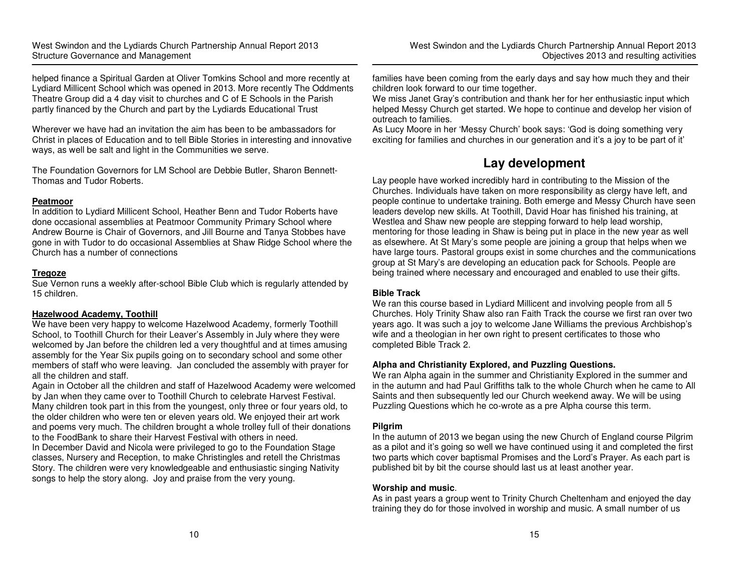helped finance a Spiritual Garden at Oliver Tomkins School and more recently at Lydiard Millicent School which was opened in 2013. More recently The Oddments Theatre Group did a 4 day visit to churches and C of E Schools in the Parish partly financed by the Church and part by the Lydiards Educational Trust

Wherever we have had an invitation the aim has been to be ambassadors for Christ in places of Education and to tell Bible Stories in interesting and innovative ways, as well be salt and light in the Communities we serve.

The Foundation Governors for LM School are Debbie Butler, Sharon Bennett-Thomas and Tudor Roberts.

**Peatmoor**

In addition to Lydiard Millicent School, Heather Benn and Tudor Roberts have done occasional assemblies at Peatmoor Community Primary School where Andrew Bourne is Chair of Governors, and Jill Bourne and Tanya Stobbes have gone in with Tudor to do occasional Assemblies at Shaw Ridge School where the Church has a number of connections

**Tregoze**

Sue Vernon runs a weekly after-school Bible Club which is regularly attended by 15 children.

**Hazelwood Academy, Toothill**

We have been very happy to welcome Hazelwood Academy, formerly Toothill School, to Toothill Church for their Leaver's Assembly in July where they were welcomed by Jan before the children led a very thoughtful and at times amusing assembly for the Year Six pupils going on to secondary school and some other members of staff who were leaving. Jan concluded the assembly with prayer for all the children and staff.

Again in October all the children and staff of Hazelwood Academy were welcomed by Jan when they came over to Toothill Church to celebrate Harvest Festival. Many children took part in this from the youngest, only three or four years old, to the older children who were ten or eleven years old. We enjoyed their art work and poems very much. The children brought a whole trolley full of their donations to the FoodBank to share their Harvest Festival with others in need.

In December David and Nicola were privileged to go to the Foundation Stage classes, Nursery and Reception, to make Christingles and retell the Christmas Story. The children were very knowledgeable and enthusiastic singing Nativity songs to help the story along. Joy and praise from the very young.

families have been coming from the early days and say how much they and their children look forward to our time together.

We miss Janet Gray's contribution and thank her for her enthusiastic input which helped Messy Church get started. We hope to continue and develop her vision of outreach to families.

As Lucy Moore in her 'Messy Church' book says: 'God is doing something very exciting for families and churches in our generation and it's a joy to be part of it'

## Lay development

Lay people have worked incredibly hard in contributing to the Mission of the Churches. Individuals have taken on more responsibility as clergy have left, and people continue to undertake training. Both emerge and Messy Church have seen leaders develop new skills. At Toothill, David Hoar has finished his training, at Westlea and Shaw new people are stepping forward to help lead worship, mentoring for those leading in Shaw is being put in place in the new year as well as elsewhere. At St Mary's some people are joining a group that helps when we have large tours. Pastoral groups exist in some churches and the communications group at St Mary's are developing an education pack for Schools. People are being trained where necessary and encouraged and enabled to use their gifts.

**Bible Track**

We ran this course based in Lydiard Millicent and involving people from all 5 Churches. Holy Trinity Shaw also ran Faith Track the course we first ran over two years ago. It was such a joy to welcome Jane Williams the previous Archbishop's wife and a theologian in her own right to present certificates to those who completed Bible Track 2.

**Alpha and Christianity Explored, and Puzzling Questions.**

We ran Alpha again in the summer and Christianity Explored in the summer and in the autumn and had Paul Griffiths talk to the whole Church when he came to All Saints and then subsequently led our Church weekend away. We will be using Puzzling Questions which he co-wrote as a pre Alpha course this term.

**Pilgrim**

In the autumn of 2013 we began using the new Church of England course Pilgrim as a pilot and it's going so well we have continued using it and completed the first two parts which cover baptismal Promises and the Lord's Prayer. As each part is published bit by bit the course should last us at least another year.

**Worship and music**.

As in past years a group went to Trinity Church Cheltenham and enjoyed the day training they do for those involved in worship and music. A small number of us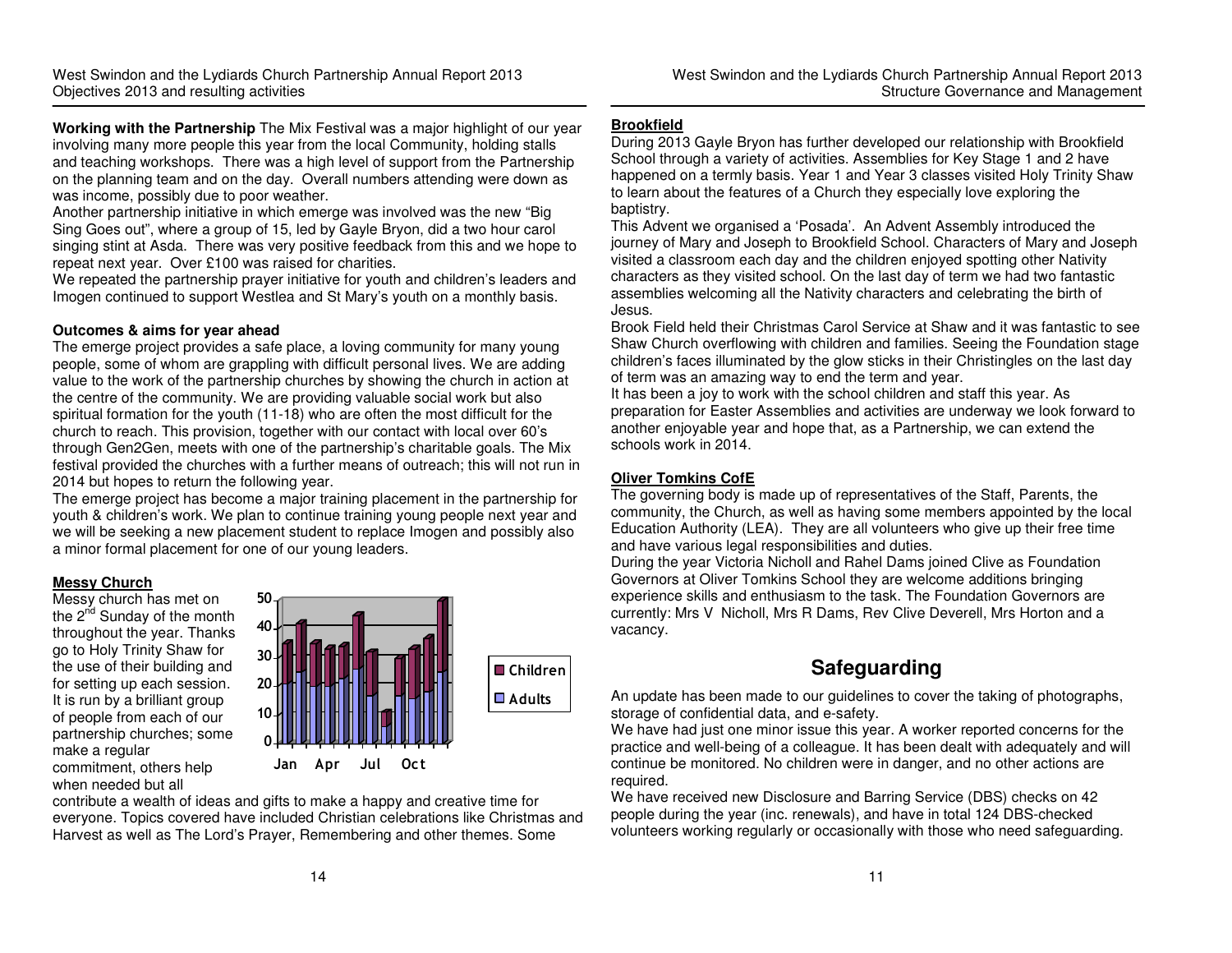**Working with the Partnership** The Mix Festival was a major highlight of our year involving many more people this year from the local Community, holding stalls and teaching workshops. There was a high level of support from the Partnership on the planning team and on the day. Overall numbers attending were down as was income, possibly due to poor weather.

Another partnership initiative in which emerge was involved was the new "Big Sing Goes out", where a group of 15, led by Gayle Bryon, did a two hour carol singing stint at Asda. There was very positive feedback from this and we hope to repeat next year. Over £100 was raised for charities.

We repeated the partnership prayer initiative for youth and children's leaders and Imogen continued to support Westlea and St Mary's youth on a monthly basis.

**Outcomes & aims for year ahead**

The emerge project provides a safe place, a loving community for many young people, some of whom are grappling with difficult personal lives. We are adding value to the work of the partnership churches by showing the church in action at the centre of the community. We are providing valuable social work but also spiritual formation for the youth (11-18) who are often the most difficult for the church to reach. This provision, together with our contact with local over 60's through Gen2Gen, meets with one of the partnership's charitable goals. The Mix festival provided the churches with a further means of outreach; this will not run in 2014 but hopes to return the following year.

The emerge project has become a major training placement in the partnership for youth & children's work. We plan to continue training young people next year and we will be seeking a new placement student to replace Imogen and possibly also a minor formal placement for one of our young leaders.

**Messy Church**

Messy church has met on the 2nd Sunday of the month throughout the year. Thanks go to Holy Trinity Shaw for the use of their building and for setting up each session. It is run by a brilliant group of people from each of our partnership churches; some make a regular commitment, others help when needed but all contribute a wealth of ideas and gifts to make a happy and creative time for everyone. Topics covered have included Christian celebrations like Christmas and Harvest as well as The Lord's Prayer, Remembering and other themes. Some

**Brookfield**

During 2013 Gayle Bryon has further developed our relationship with Brookfield School through a variety of activities. Assemblies for Key Stage 1 and 2 have happened on a termly basis. Year 1 and Year 3 classes visited Holy Trinity Shaw to learn about the features of a Church they especially love exploring the baptistry.

This Advent we organised a 'Posada'. An Advent Assembly introduced the journey of Mary and Joseph to Brookfield School. Characters of Mary and Joseph visited a classroom each day and the children enjoyed spotting other Nativity characters as they visited school. On the last day of term we had two fantastic assemblies welcoming all the Nativity characters and celebrating the birth of Jesus.

Brook Field held their Christmas Carol Service at Shaw and it was fantastic to see Shaw Church overflowing with children and families. Seeing the Foundation stage children's faces illuminated by the glow sticks in their Christingles on the last day of term was an amazing way to end the term and year.

It has been a joy to work with the school children and staff this year. As preparation for Easter Assemblies and activities are underway we look forward to another enjoyable year and hope that, as a Partnership, we can extend the schools work in 2014.

**Oliver Tomkins CofE**

The governing body is made up of representatives of the Staff, Parents, the community, the Church, as well as having some members appointed by the local Education Authority (LEA). They are all volunteers who give up their free time and have various legal responsibilities and duties.

During the year Victoria Nicholl and Rahel Dams joined Clive as Foundation Governors at Oliver Tomkins School they are welcome additions bringing experience skills and enthusiasm to the task. The Foundation Governors are currently: Mrs V Nicholl, Mrs R Dams, Rev Clive Deverell, Mrs Horton and a vacancy.

## Safeguarding

An update has been made to our guidelines to cover the taking of photographs, storage of confidential data, and e-safety.

We have had just one minor issue this year. A worker reported concerns for the practice and well-being of a colleague. It has been dealt with adequately and will continue be monitored. No children were in danger, and no other actions are required.

We have received new Disclosure and Barring Service (DBS) checks on 42 people during the year (inc. renewals), and have in total 124 DBS-checked volunteers working regularly or occasionally with those who need safeguarding.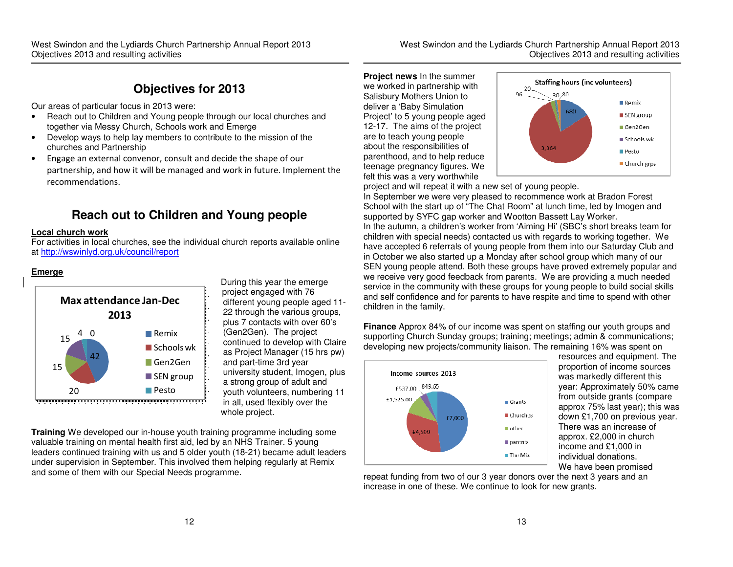# Objectives for 2013

Our areas of particular focus in 2013 were:

- Reach out to Children and Young people through our local churches and together via Messy Church, Schools work and Emerge
- Develop ways to help lay members to contribute to the mission of the churches and Partnership
- Engage an external convenor, consult and decide the shape of our partnership, and how it will be managed and work in future. Implement the recommendations.

# Reach out to Children and Young people

**Local church work**

For activities in local churches, see the individual church reports available online at http://wswinlyd.org.uk/council/report

**Emerge**

Max attendance Jan-Dec 2013

15
4
0
42
15
20

Remix
Schools wk
Gen2Gen
SEN group
Pesto

During this year the emerge project engaged with 76 different young people aged 11-22 through the various groups, plus 7 contacts with over 60's (Gen2Gen). The project continued to develop with Claire as Project Manager (15 hrs pw) and part-time 3rd year university student, Imogen, plus a strong group of adult and youth volunteers, numbering 11 in all, used flexibly over the whole project.

**Training** We developed our in-house youth training programme including some valuable training on mental health first aid, led by an NHS Trainer. 5 young leaders continued training with us and 5 older youth (18-21) became adult leaders under supervision in September. This involved them helping regularly at Remix and some of them with our Special Needs programme.

Staffing hours (inc volunteers)

20
96
30
80
680
3,364

Remix
SEN group
Gen2Gen
Schools wk
Pesto
Church grps

**Project news** In the summer we worked in partnership with Salisbury Mothers Union to deliver a 'Baby Simulation Project' to 5 young people aged 12-17. The aims of the project are to teach young people about the responsibilities of parenthood, and to help reduce teenage pregnancy figures. We felt this was a very worthwhile project and will repeat it with a new set of young people.

In September we were very pleased to recommence work at Bradon Forest School with the start up of "The Chat Room" at lunch time, led by Imogen and supported by SYFC gap worker and Wootton Bassett Lay Worker.

In the autumn, a children's worker from 'Aiming Hi' (SBC's short breaks team for children with special needs) contacted us with regards to working together. We have accepted 6 referrals of young people from them into our Saturday Club and in October we also started up a Monday after school group which many of our SEN young people attend. Both these groups have proved extremely popular and we receive very good feedback from parents. We are providing a much needed service in the community with these groups for young people to build social skills and self confidence and for parents to have respite and time to spend with other children in the family.

**Finance** Approx 84% of our income was spent on staffing our youth groups and supporting Church Sunday groups; training; meetings; admin & communications; developing new projects/community liaison. The remaining 16% was spent on resources and equipment. The proportion of income sources was markedly different this year: Approximately 50% came from outside grants (compare approx 75% last year); this was down £1,700 on previous year. There was an increase of approx. £2,000 in church income and £1,000 in individual donations.

Income sources 2013

£537.00
£49.65
£1,525.00
£7,000
£4,509

Grants
Churches
other
parents
The Mix

We have been promised repeat funding from two of our 3 year donors over the next 3 years and an increase in one of these. We continue to look for new grants.